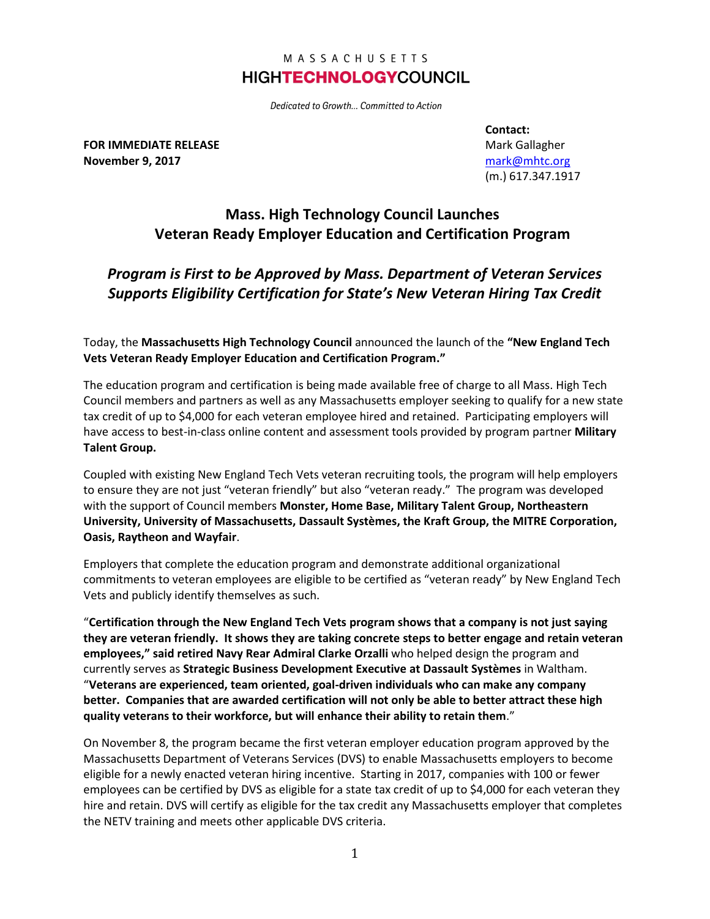MASSACHUSETTS
**HIGHTECHNOLOGYCOUNCIL**

*Dedicated to Growth… Committed to Action*

**FOR IMMEDIATE RELEASE**
**November 9, 2017**

**Contact:**
Mark Gallagher
mark@mhtc.org
(m.) 617.347.1917

# Mass. High Technology Council Launches Veteran Ready Employer Education and Certification Program

## *Program is First to be Approved by Mass. Department of Veteran Services Supports Eligibility Certification for State's New Veteran Hiring Tax Credit*

Today, the **Massachusetts High Technology Council** announced the launch of the **"New England Tech Vets Veteran Ready Employer Education and Certification Program."**

The education program and certification is being made available free of charge to all Mass. High Tech Council members and partners as well as any Massachusetts employer seeking to qualify for a new state tax credit of up to $4,000 for each veteran employee hired and retained. Participating employers will have access to best-in-class online content and assessment tools provided by program partner **Military Talent Group.**

Coupled with existing New England Tech Vets veteran recruiting tools, the program will help employers to ensure they are not just "veteran friendly" but also "veteran ready." The program was developed with the support of Council members **Monster, Home Base, Military Talent Group, Northeastern University, University of Massachusetts, Dassault Systèmes, the Kraft Group, the MITRE Corporation, Oasis, Raytheon and Wayfair**.

Employers that complete the education program and demonstrate additional organizational commitments to veteran employees are eligible to be certified as "veteran ready" by New England Tech Vets and publicly identify themselves as such.

"**Certification through the New England Tech Vets program shows that a company is not just saying they are veteran friendly. It shows they are taking concrete steps to better engage and retain veteran employees," said retired Navy Rear Admiral Clarke Orzalli** who helped design the program and currently serves as **Strategic Business Development Executive at Dassault Systèmes** in Waltham. "**Veterans are experienced, team oriented, goal-driven individuals who can make any company better. Companies that are awarded certification will not only be able to better attract these high quality veterans to their workforce, but will enhance their ability to retain them**."

On November 8, the program became the first veteran employer education program approved by the Massachusetts Department of Veterans Services (DVS) to enable Massachusetts employers to become eligible for a newly enacted veteran hiring incentive. Starting in 2017, companies with 100 or fewer employees can be certified by DVS as eligible for a state tax credit of up to $4,000 for each veteran they hire and retain. DVS will certify as eligible for the tax credit any Massachusetts employer that completes the NETV training and meets other applicable DVS criteria.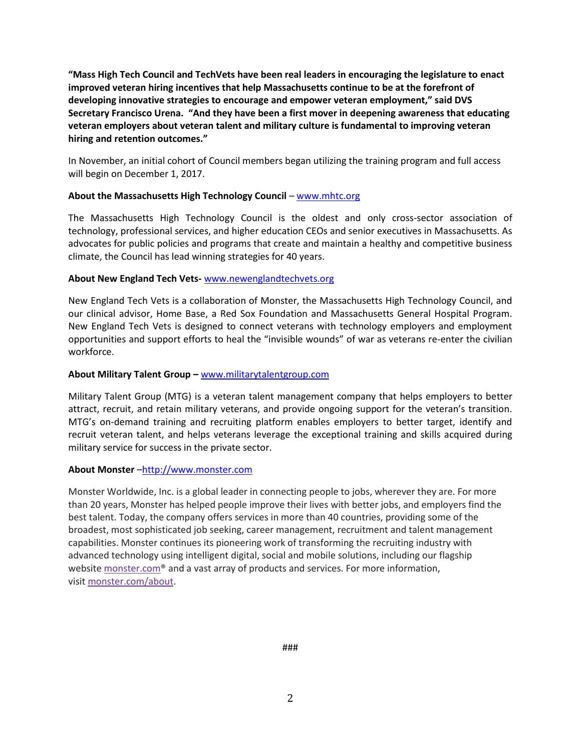**"Mass High Tech Council and TechVets have been real leaders in encouraging the legislature to enact improved veteran hiring incentives that help Massachusetts continue to be at the forefront of developing innovative strategies to encourage and empower veteran employment," said DVS Secretary Francisco Urena. "And they have been a first mover in deepening awareness that educating veteran employers about veteran talent and military culture is fundamental to improving veteran hiring and retention outcomes."**

In November, an initial cohort of Council members began utilizing the training program and full access will begin on December 1, 2017.

**About the Massachusetts High Technology Council** – www.mhtc.org

The Massachusetts High Technology Council is the oldest and only cross-sector association of technology, professional services, and higher education CEOs and senior executives in Massachusetts. As advocates for public policies and programs that create and maintain a healthy and competitive business climate, the Council has lead winning strategies for 40 years.

**About New England Tech Vets-** www.newenglandtechvets.org

New England Tech Vets is a collaboration of Monster, the Massachusetts High Technology Council, and our clinical advisor, Home Base, a Red Sox Foundation and Massachusetts General Hospital Program. New England Tech Vets is designed to connect veterans with technology employers and employment opportunities and support efforts to heal the "invisible wounds" of war as veterans re-enter the civilian workforce.

**About Military Talent Group –** www.militarytalentgroup.com

Military Talent Group (MTG) is a veteran talent management company that helps employers to better attract, recruit, and retain military veterans, and provide ongoing support for the veteran's transition. MTG's on-demand training and recruiting platform enables employers to better target, identify and recruit veteran talent, and helps veterans leverage the exceptional training and skills acquired during military service for success in the private sector.

**About Monster** –http://www.monster.com

Monster Worldwide, Inc. is a global leader in connecting people to jobs, wherever they are. For more than 20 years, Monster has helped people improve their lives with better jobs, and employers find the best talent. Today, the company offers services in more than 40 countries, providing some of the broadest, most sophisticated job seeking, career management, recruitment and talent management capabilities. Monster continues its pioneering work of transforming the recruiting industry with advanced technology using intelligent digital, social and mobile solutions, including our flagship website monster.com® and a vast array of products and services. For more information, visit monster.com/about.

###